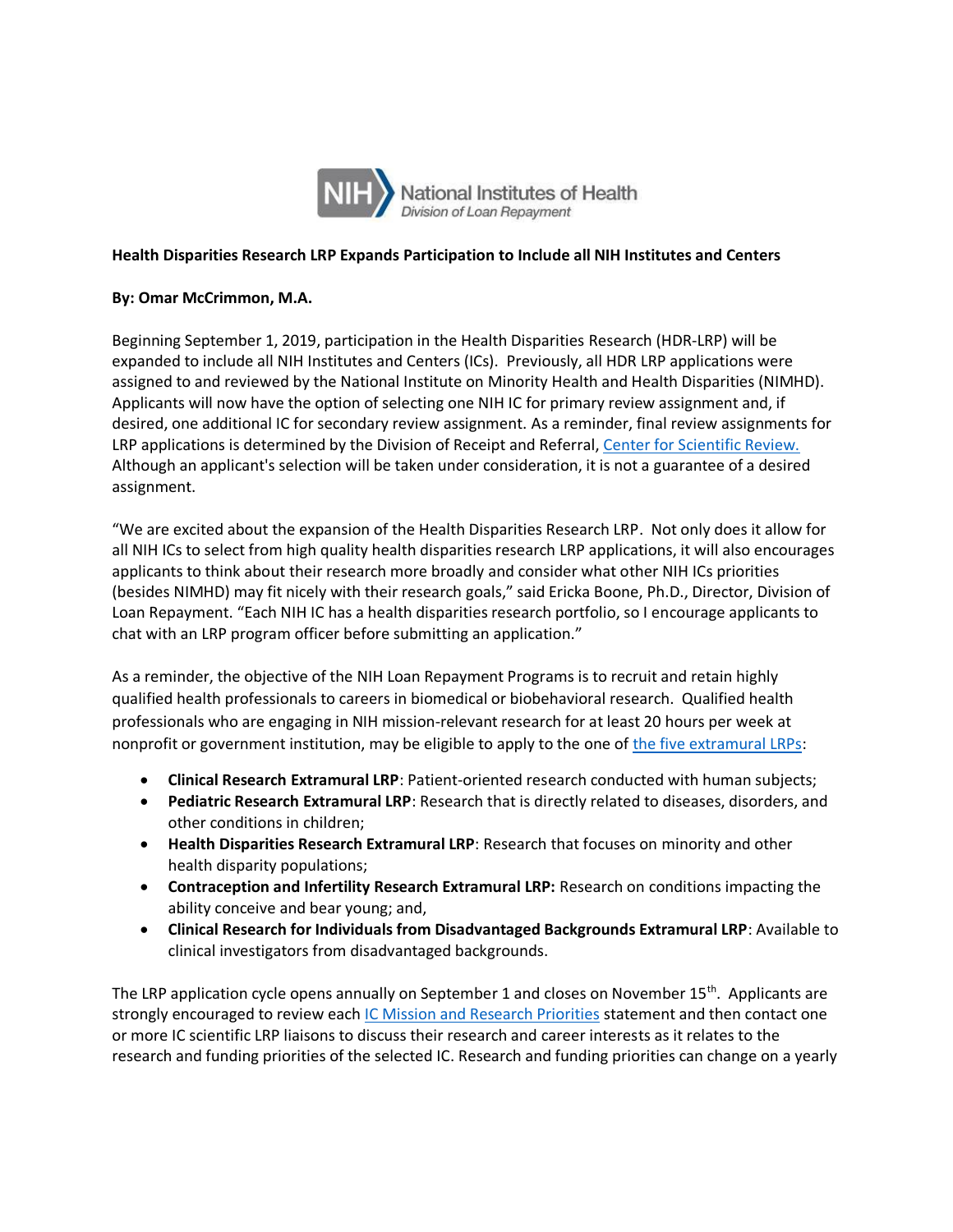National Institutes of Health
*Division of Loan Repayment*

**Health Disparities Research LRP Expands Participation to Include all NIH Institutes and Centers**

**By: Omar McCrimmon, M.A.**

Beginning September 1, 2019, participation in the Health Disparities Research (HDR-LRP) will be expanded to include all NIH Institutes and Centers (ICs). Previously, all HDR LRP applications were assigned to and reviewed by the National Institute on Minority Health and Health Disparities (NIMHD). Applicants will now have the option of selecting one NIH IC for primary review assignment and, if desired, one additional IC for secondary review assignment. As a reminder, final review assignments for LRP applications is determined by the Division of Receipt and Referral, [Center for Scientific Review.](#) Although an applicant's selection will be taken under consideration, it is not a guarantee of a desired assignment.

"We are excited about the expansion of the Health Disparities Research LRP. Not only does it allow for all NIH ICs to select from high quality health disparities research LRP applications, it will also encourages applicants to think about their research more broadly and consider what other NIH ICs priorities (besides NIMHD) may fit nicely with their research goals," said Ericka Boone, Ph.D., Director, Division of Loan Repayment. "Each NIH IC has a health disparities research portfolio, so I encourage applicants to chat with an LRP program officer before submitting an application."

As a reminder, the objective of the NIH Loan Repayment Programs is to recruit and retain highly qualified health professionals to careers in biomedical or biobehavioral research. Qualified health professionals who are engaging in NIH mission-relevant research for at least 20 hours per week at nonprofit or government institution, may be eligible to apply to the one of [the five extramural LRPs](#):

- **Clinical Research Extramural LRP**: Patient-oriented research conducted with human subjects;
- **Pediatric Research Extramural LRP**: Research that is directly related to diseases, disorders, and other conditions in children;
- **Health Disparities Research Extramural LRP**: Research that focuses on minority and other health disparity populations;
- **Contraception and Infertility Research Extramural LRP:** Research on conditions impacting the ability conceive and bear young; and,
- **Clinical Research for Individuals from Disadvantaged Backgrounds Extramural LRP**: Available to clinical investigators from disadvantaged backgrounds.

The LRP application cycle opens annually on September 1 and closes on November 15th. Applicants are strongly encouraged to review each [IC Mission and Research Priorities](#) statement and then contact one or more IC scientific LRP liaisons to discuss their research and career interests as it relates to the research and funding priorities of the selected IC. Research and funding priorities can change on a yearly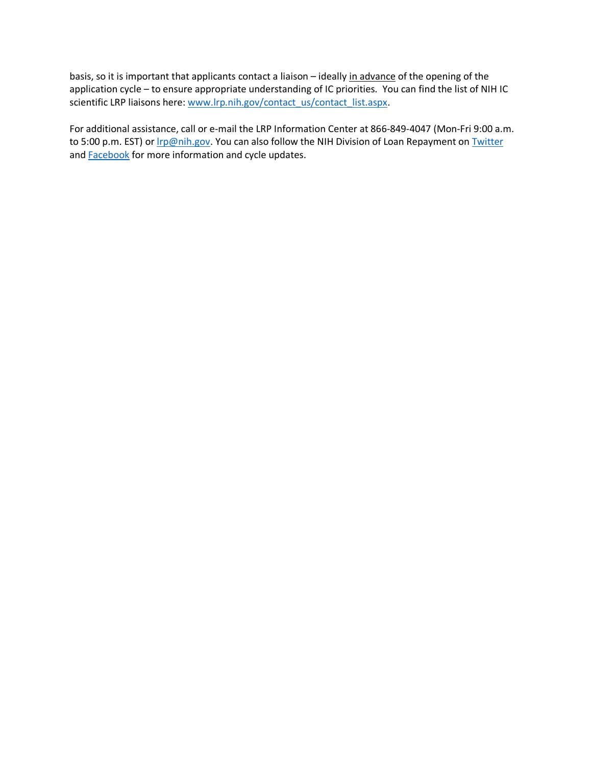basis, so it is important that applicants contact a liaison – ideally in advance of the opening of the application cycle – to ensure appropriate understanding of IC priorities. You can find the list of NIH IC scientific LRP liaisons here: [www.lrp.nih.gov/contact_us/contact_list.aspx](www.lrp.nih.gov/contact_us/contact_list.aspx).

For additional assistance, call or e-mail the LRP Information Center at 866-849-4047 (Mon-Fri 9:00 a.m. to 5:00 p.m. EST) or [lrp@nih.gov](mailto:lrp@nih.gov). You can also follow the NIH Division of Loan Repayment on Twitter and Facebook for more information and cycle updates.